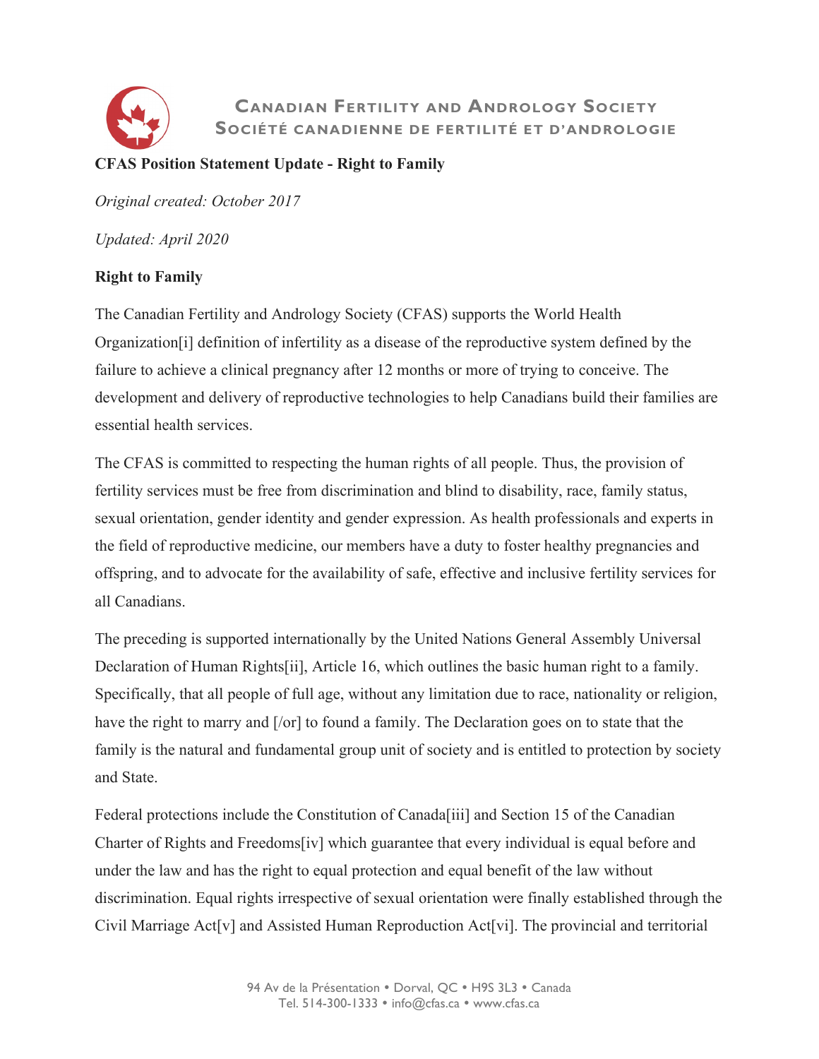**Canadian Fertility and Andrology Society**
**Société canadienne de fertilité et d'andrologie**

**CFAS Position Statement Update - Right to Family**

*Original created: October 2017*

*Updated: April 2020*

**Right to Family**

The Canadian Fertility and Andrology Society (CFAS) supports the World Health Organization[i] definition of infertility as a disease of the reproductive system defined by the failure to achieve a clinical pregnancy after 12 months or more of trying to conceive. The development and delivery of reproductive technologies to help Canadians build their families are essential health services.

The CFAS is committed to respecting the human rights of all people. Thus, the provision of fertility services must be free from discrimination and blind to disability, race, family status, sexual orientation, gender identity and gender expression. As health professionals and experts in the field of reproductive medicine, our members have a duty to foster healthy pregnancies and offspring, and to advocate for the availability of safe, effective and inclusive fertility services for all Canadians.

The preceding is supported internationally by the United Nations General Assembly Universal Declaration of Human Rights[ii], Article 16, which outlines the basic human right to a family. Specifically, that all people of full age, without any limitation due to race, nationality or religion, have the right to marry and [/or] to found a family. The Declaration goes on to state that the family is the natural and fundamental group unit of society and is entitled to protection by society and State.

Federal protections include the Constitution of Canada[iii] and Section 15 of the Canadian Charter of Rights and Freedoms[iv] which guarantee that every individual is equal before and under the law and has the right to equal protection and equal benefit of the law without discrimination. Equal rights irrespective of sexual orientation were finally established through the Civil Marriage Act[v] and Assisted Human Reproduction Act[vi]. The provincial and territorial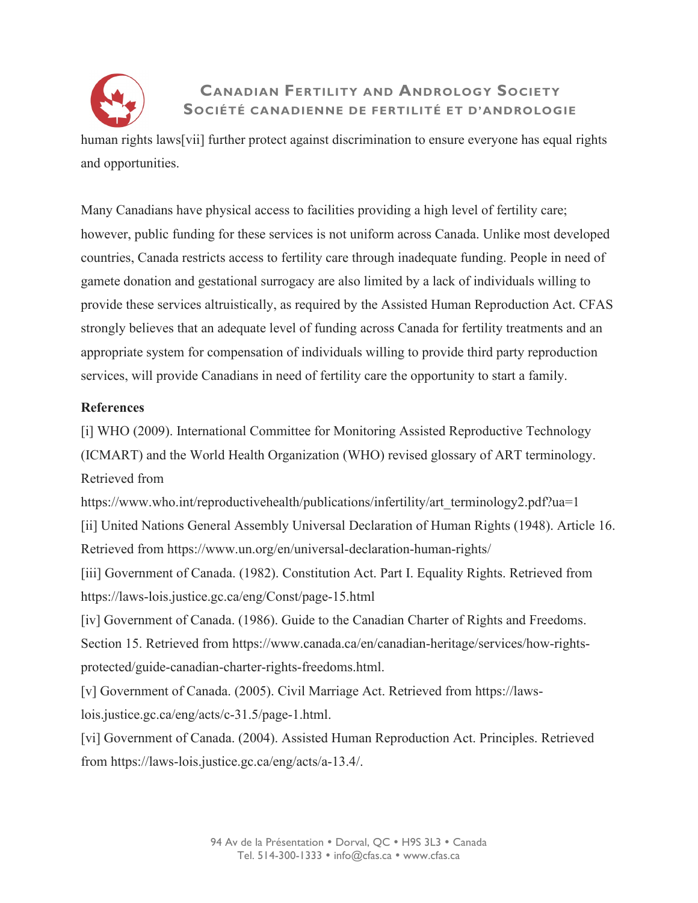human rights laws[vii] further protect against discrimination to ensure everyone has equal rights and opportunities.

Many Canadians have physical access to facilities providing a high level of fertility care; however, public funding for these services is not uniform across Canada. Unlike most developed countries, Canada restricts access to fertility care through inadequate funding. People in need of gamete donation and gestational surrogacy are also limited by a lack of individuals willing to provide these services altruistically, as required by the Assisted Human Reproduction Act. CFAS strongly believes that an adequate level of funding across Canada for fertility treatments and an appropriate system for compensation of individuals willing to provide third party reproduction services, will provide Canadians in need of fertility care the opportunity to start a family.

**References**

[i] WHO (2009). International Committee for Monitoring Assisted Reproductive Technology (ICMART) and the World Health Organization (WHO) revised glossary of ART terminology. Retrieved from https://www.who.int/reproductivehealth/publications/infertility/art_terminology2.pdf?ua=1

[ii] United Nations General Assembly Universal Declaration of Human Rights (1948). Article 16. Retrieved from https://www.un.org/en/universal-declaration-human-rights/

[iii] Government of Canada. (1982). Constitution Act. Part I. Equality Rights. Retrieved from https://laws-lois.justice.gc.ca/eng/Const/page-15.html

[iv] Government of Canada. (1986). Guide to the Canadian Charter of Rights and Freedoms. Section 15. Retrieved from https://www.canada.ca/en/canadian-heritage/services/how-rights-protected/guide-canadian-charter-rights-freedoms.html.

[v] Government of Canada. (2005). Civil Marriage Act. Retrieved from https://laws-lois.justice.gc.ca/eng/acts/c-31.5/page-1.html.

[vi] Government of Canada. (2004). Assisted Human Reproduction Act. Principles. Retrieved from https://laws-lois.justice.gc.ca/eng/acts/a-13.4/.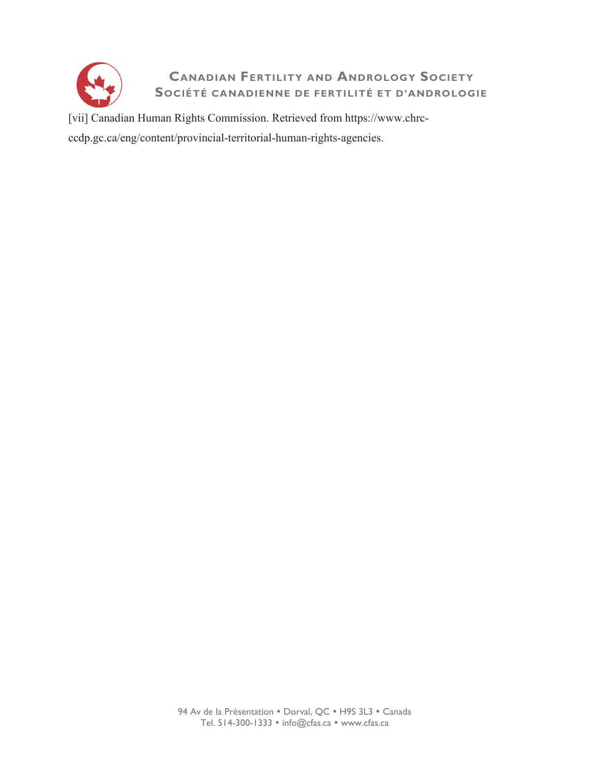[vii] Canadian Human Rights Commission. Retrieved from https://www.chrc-ccdp.gc.ca/eng/content/provincial-territorial-human-rights-agencies.